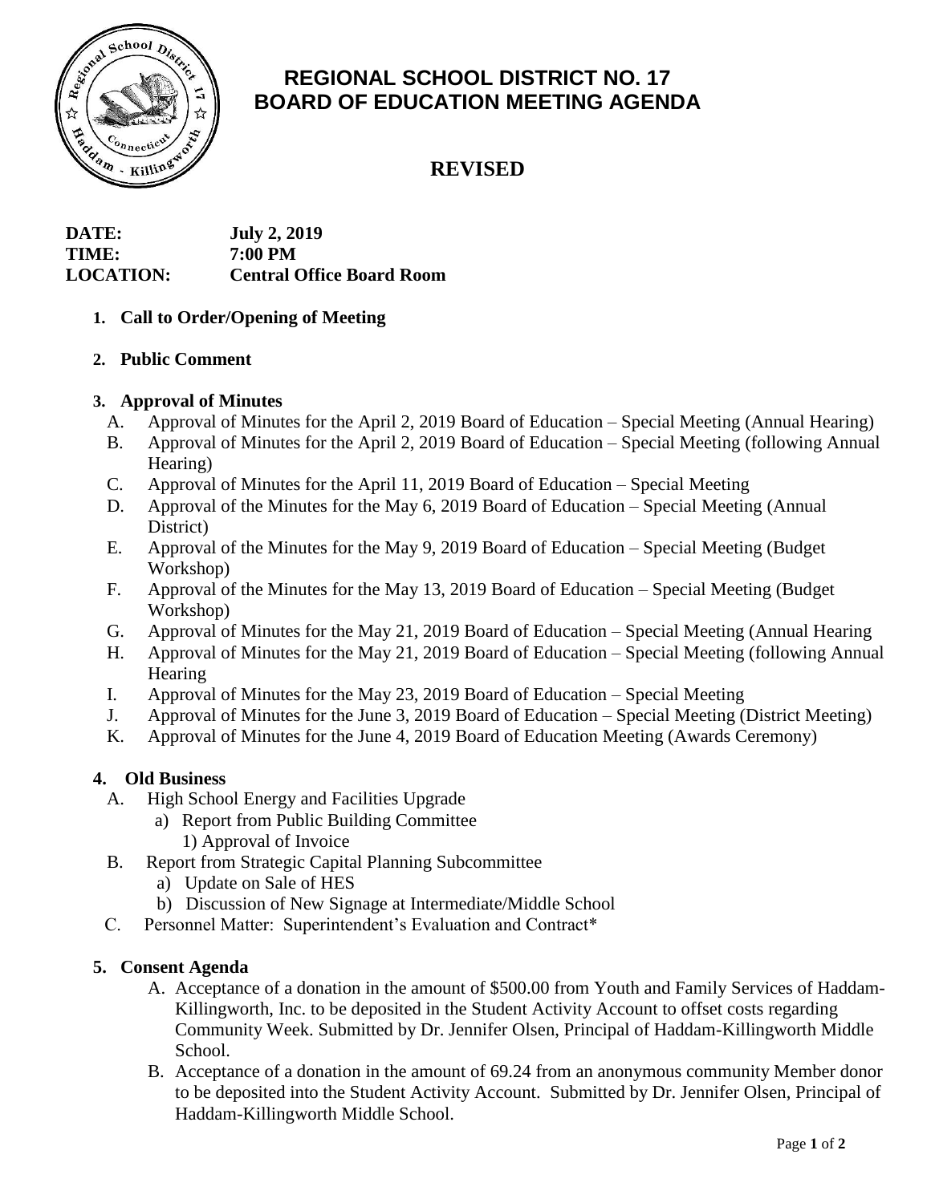# REGIONAL SCHOOL DISTRICT NO. 17
# BOARD OF EDUCATION MEETING AGENDA

## REVISED

**DATE:** July 2, 2019
**TIME:** 7:00 PM
**LOCATION:** Central Office Board Room

1. **Call to Order/Opening of Meeting**

2. **Public Comment**

3. **Approval of Minutes**
   - A. Approval of Minutes for the April 2, 2019 Board of Education – Special Meeting (Annual Hearing)
   - B. Approval of Minutes for the April 2, 2019 Board of Education – Special Meeting (following Annual Hearing)
   - C. Approval of Minutes for the April 11, 2019 Board of Education – Special Meeting
   - D. Approval of the Minutes for the May 6, 2019 Board of Education – Special Meeting (Annual District)
   - E. Approval of the Minutes for the May 9, 2019 Board of Education – Special Meeting (Budget Workshop)
   - F. Approval of the Minutes for the May 13, 2019 Board of Education – Special Meeting (Budget Workshop)
   - G. Approval of Minutes for the May 21, 2019 Board of Education – Special Meeting (Annual Hearing
   - H. Approval of Minutes for the May 21, 2019 Board of Education – Special Meeting (following Annual Hearing
   - I. Approval of Minutes for the May 23, 2019 Board of Education – Special Meeting
   - J. Approval of Minutes for the June 3, 2019 Board of Education – Special Meeting (District Meeting)
   - K. Approval of Minutes for the June 4, 2019 Board of Education Meeting (Awards Ceremony)

4. **Old Business**
   - A. High School Energy and Facilities Upgrade
     - a) Report from Public Building Committee
       - 1) Approval of Invoice
   - B. Report from Strategic Capital Planning Subcommittee
     - a) Update on Sale of HES
     - b) Discussion of New Signage at Intermediate/Middle School
   - C. Personnel Matter: Superintendent's Evaluation and Contract*

5. **Consent Agenda**
   - A. Acceptance of a donation in the amount of $500.00 from Youth and Family Services of Haddam-Killingworth, Inc. to be deposited in the Student Activity Account to offset costs regarding Community Week. Submitted by Dr. Jennifer Olsen, Principal of Haddam-Killingworth Middle School.
   - B. Acceptance of a donation in the amount of 69.24 from an anonymous community Member donor to be deposited into the Student Activity Account. Submitted by Dr. Jennifer Olsen, Principal of Haddam-Killingworth Middle School.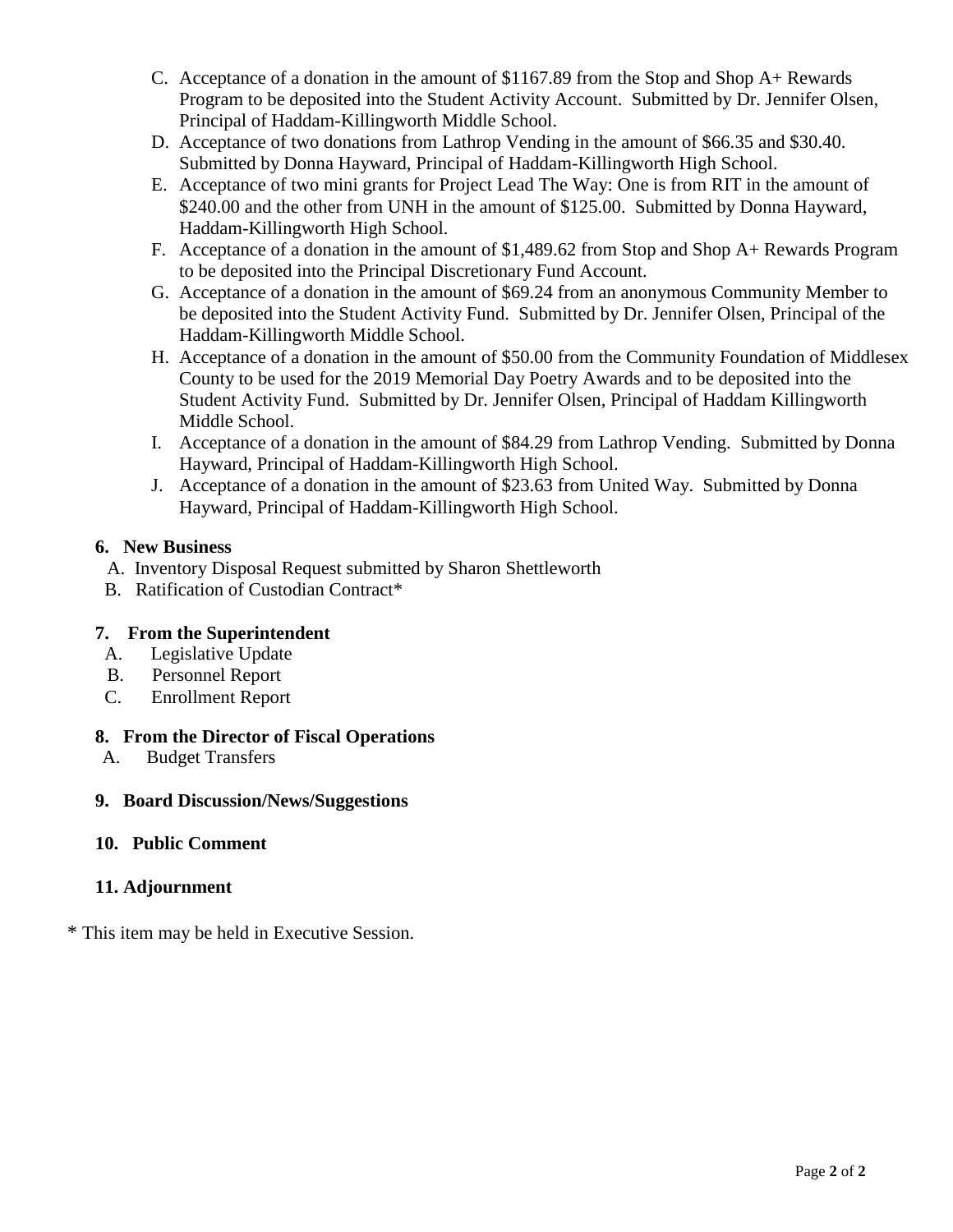C. Acceptance of a donation in the amount of $1167.89 from the Stop and Shop A+ Rewards Program to be deposited into the Student Activity Account. Submitted by Dr. Jennifer Olsen, Principal of Haddam-Killingworth Middle School.
D. Acceptance of two donations from Lathrop Vending in the amount of $66.35 and $30.40. Submitted by Donna Hayward, Principal of Haddam-Killingworth High School.
E. Acceptance of two mini grants for Project Lead The Way: One is from RIT in the amount of $240.00 and the other from UNH in the amount of $125.00. Submitted by Donna Hayward, Haddam-Killingworth High School.
F. Acceptance of a donation in the amount of $1,489.62 from Stop and Shop A+ Rewards Program to be deposited into the Principal Discretionary Fund Account.
G. Acceptance of a donation in the amount of $69.24 from an anonymous Community Member to be deposited into the Student Activity Fund. Submitted by Dr. Jennifer Olsen, Principal of the Haddam-Killingworth Middle School.
H. Acceptance of a donation in the amount of $50.00 from the Community Foundation of Middlesex County to be used for the 2019 Memorial Day Poetry Awards and to be deposited into the Student Activity Fund. Submitted by Dr. Jennifer Olsen, Principal of Haddam Killingworth Middle School.
I. Acceptance of a donation in the amount of $84.29 from Lathrop Vending. Submitted by Donna Hayward, Principal of Haddam-Killingworth High School.
J. Acceptance of a donation in the amount of $23.63 from United Way. Submitted by Donna Hayward, Principal of Haddam-Killingworth High School.

**6. New Business**

A. Inventory Disposal Request submitted by Sharon Shettleworth
B. Ratification of Custodian Contract*

**7. From the Superintendent**

A. Legislative Update
B. Personnel Report
C. Enrollment Report

**8. From the Director of Fiscal Operations**

A. Budget Transfers

**9. Board Discussion/News/Suggestions**

**10. Public Comment**

**11. Adjournment**

* This item may be held in Executive Session.